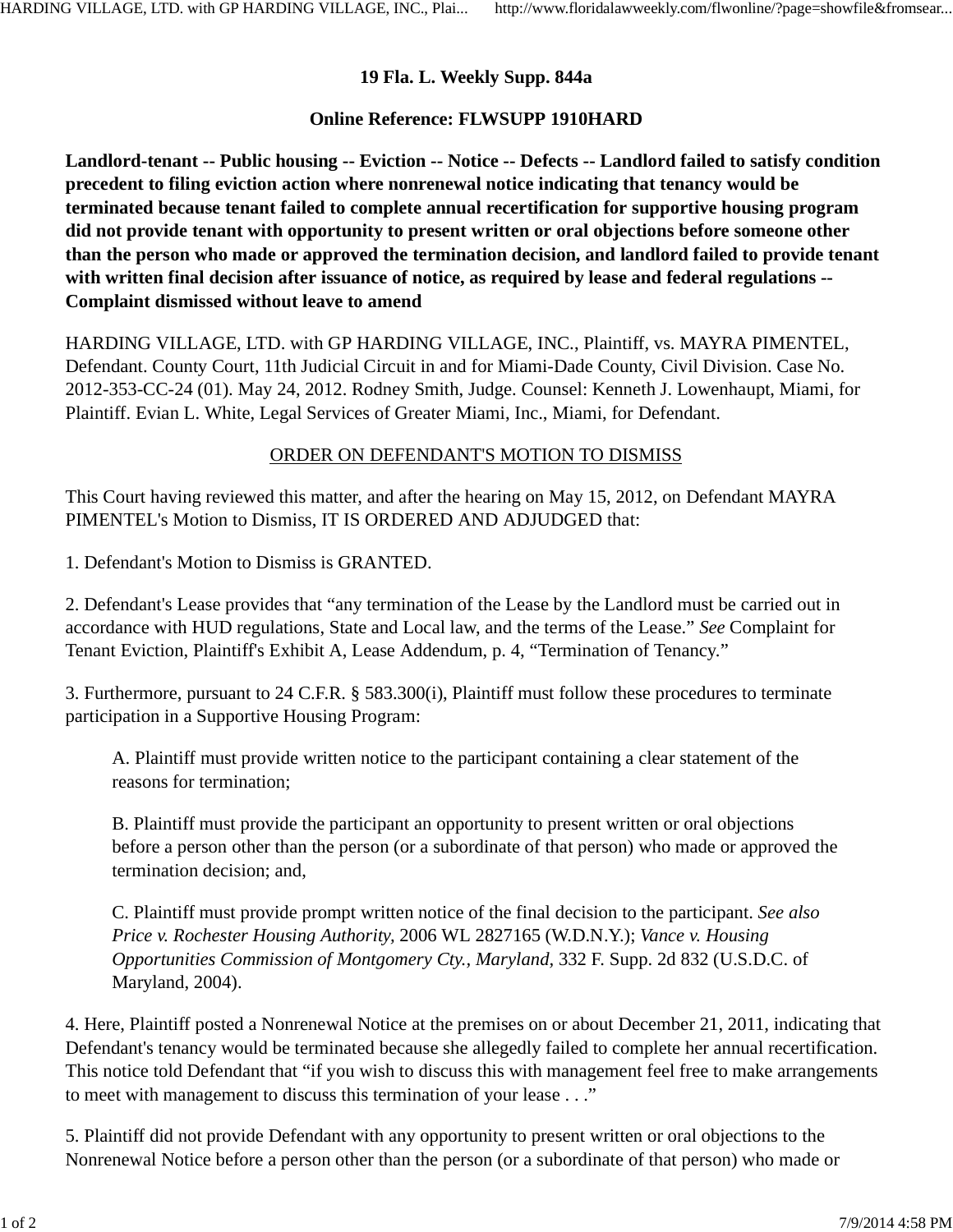**19 Fla. L. Weekly Supp. 844a**

**Online Reference: FLWSUPP 1910HARD**

**Landlord-tenant -- Public housing -- Eviction -- Notice -- Defects -- Landlord failed to satisfy condition precedent to filing eviction action where nonrenewal notice indicating that tenancy would be terminated because tenant failed to complete annual recertification for supportive housing program did not provide tenant with opportunity to present written or oral objections before someone other than the person who made or approved the termination decision, and landlord failed to provide tenant with written final decision after issuance of notice, as required by lease and federal regulations -- Complaint dismissed without leave to amend**

HARDING VILLAGE, LTD. with GP HARDING VILLAGE, INC., Plaintiff, vs. MAYRA PIMENTEL, Defendant. County Court, 11th Judicial Circuit in and for Miami-Dade County, Civil Division. Case No. 2012-353-CC-24 (01). May 24, 2012. Rodney Smith, Judge. Counsel: Kenneth J. Lowenhaupt, Miami, for Plaintiff. Evian L. White, Legal Services of Greater Miami, Inc., Miami, for Defendant.

ORDER ON DEFENDANT'S MOTION TO DISMISS

This Court having reviewed this matter, and after the hearing on May 15, 2012, on Defendant MAYRA PIMENTEL's Motion to Dismiss, IT IS ORDERED AND ADJUDGED that:

1. Defendant's Motion to Dismiss is GRANTED.

2. Defendant's Lease provides that "any termination of the Lease by the Landlord must be carried out in accordance with HUD regulations, State and Local law, and the terms of the Lease." *See* Complaint for Tenant Eviction, Plaintiff's Exhibit A, Lease Addendum, p. 4, "Termination of Tenancy."

3. Furthermore, pursuant to 24 C.F.R. § 583.300(i), Plaintiff must follow these procedures to terminate participation in a Supportive Housing Program:

> A. Plaintiff must provide written notice to the participant containing a clear statement of the reasons for termination;
>
> B. Plaintiff must provide the participant an opportunity to present written or oral objections before a person other than the person (or a subordinate of that person) who made or approved the termination decision; and,
>
> C. Plaintiff must provide prompt written notice of the final decision to the participant. *See also Price v. Rochester Housing Authority,* 2006 WL 2827165 (W.D.N.Y.); *Vance v. Housing Opportunities Commission of Montgomery Cty., Maryland,* 332 F. Supp. 2d 832 (U.S.D.C. of Maryland, 2004).

4. Here, Plaintiff posted a Nonrenewal Notice at the premises on or about December 21, 2011, indicating that Defendant's tenancy would be terminated because she allegedly failed to complete her annual recertification. This notice told Defendant that "if you wish to discuss this with management feel free to make arrangements to meet with management to discuss this termination of your lease . . ."

5. Plaintiff did not provide Defendant with any opportunity to present written or oral objections to the Nonrenewal Notice before a person other than the person (or a subordinate of that person) who made or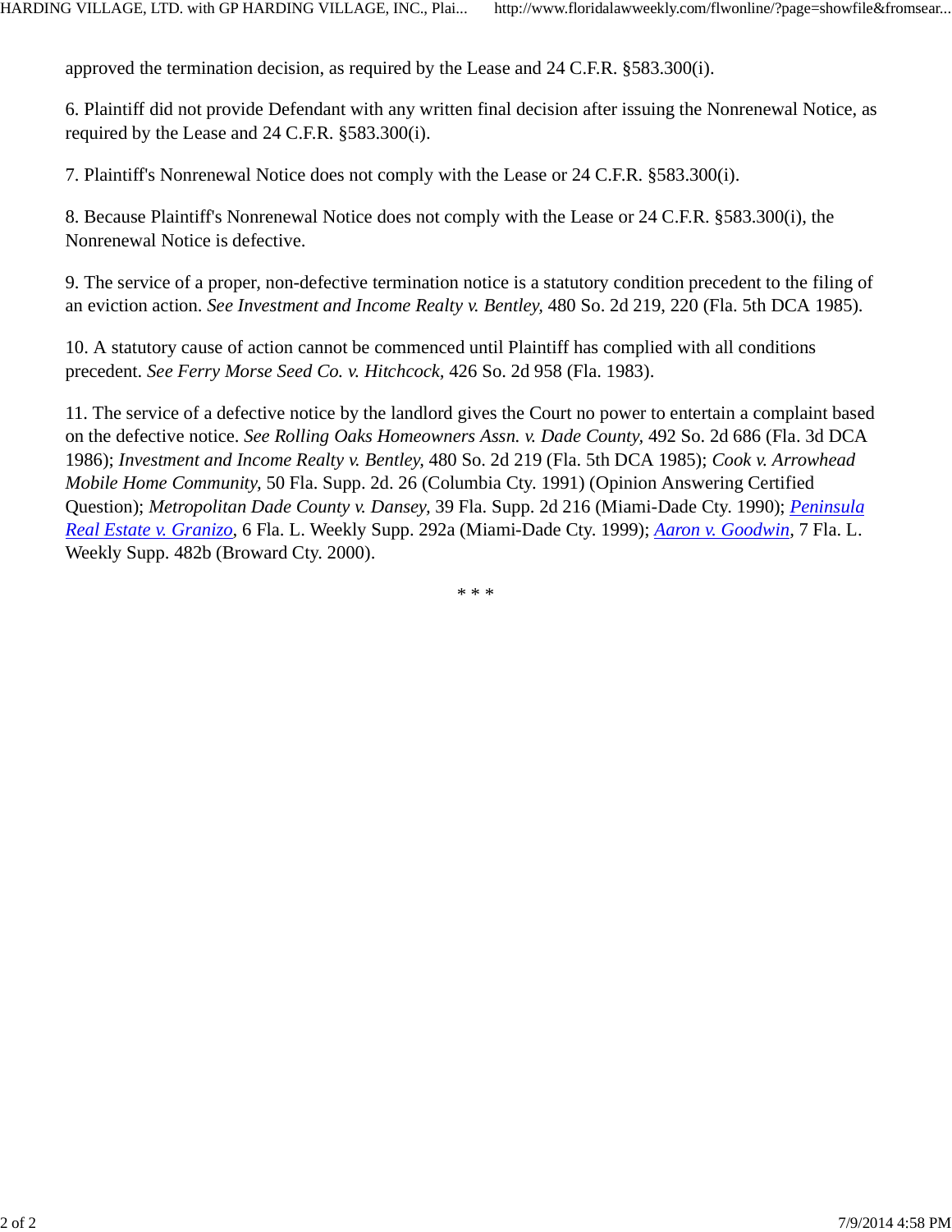approved the termination decision, as required by the Lease and 24 C.F.R. §583.300(i).

6. Plaintiff did not provide Defendant with any written final decision after issuing the Nonrenewal Notice, as required by the Lease and 24 C.F.R. §583.300(i).

7. Plaintiff's Nonrenewal Notice does not comply with the Lease or 24 C.F.R. §583.300(i).

8. Because Plaintiff's Nonrenewal Notice does not comply with the Lease or 24 C.F.R. §583.300(i), the Nonrenewal Notice is defective.

9. The service of a proper, non-defective termination notice is a statutory condition precedent to the filing of an eviction action. *See Investment and Income Realty v. Bentley,* 480 So. 2d 219, 220 (Fla. 5th DCA 1985).

10. A statutory cause of action cannot be commenced until Plaintiff has complied with all conditions precedent. *See Ferry Morse Seed Co. v. Hitchcock,* 426 So. 2d 958 (Fla. 1983).

11. The service of a defective notice by the landlord gives the Court no power to entertain a complaint based on the defective notice. *See Rolling Oaks Homeowners Assn. v. Dade County,* 492 So. 2d 686 (Fla. 3d DCA 1986); *Investment and Income Realty v. Bentley,* 480 So. 2d 219 (Fla. 5th DCA 1985); *Cook v. Arrowhead Mobile Home Community,* 50 Fla. Supp. 2d. 26 (Columbia Cty. 1991) (Opinion Answering Certified Question); *Metropolitan Dade County v. Dansey,* 39 Fla. Supp. 2d 216 (Miami-Dade Cty. 1990); *Peninsula Real Estate v. Granizo,* 6 Fla. L. Weekly Supp. 292a (Miami-Dade Cty. 1999); *Aaron v. Goodwin,* 7 Fla. L. Weekly Supp. 482b (Broward Cty. 2000).

* * *